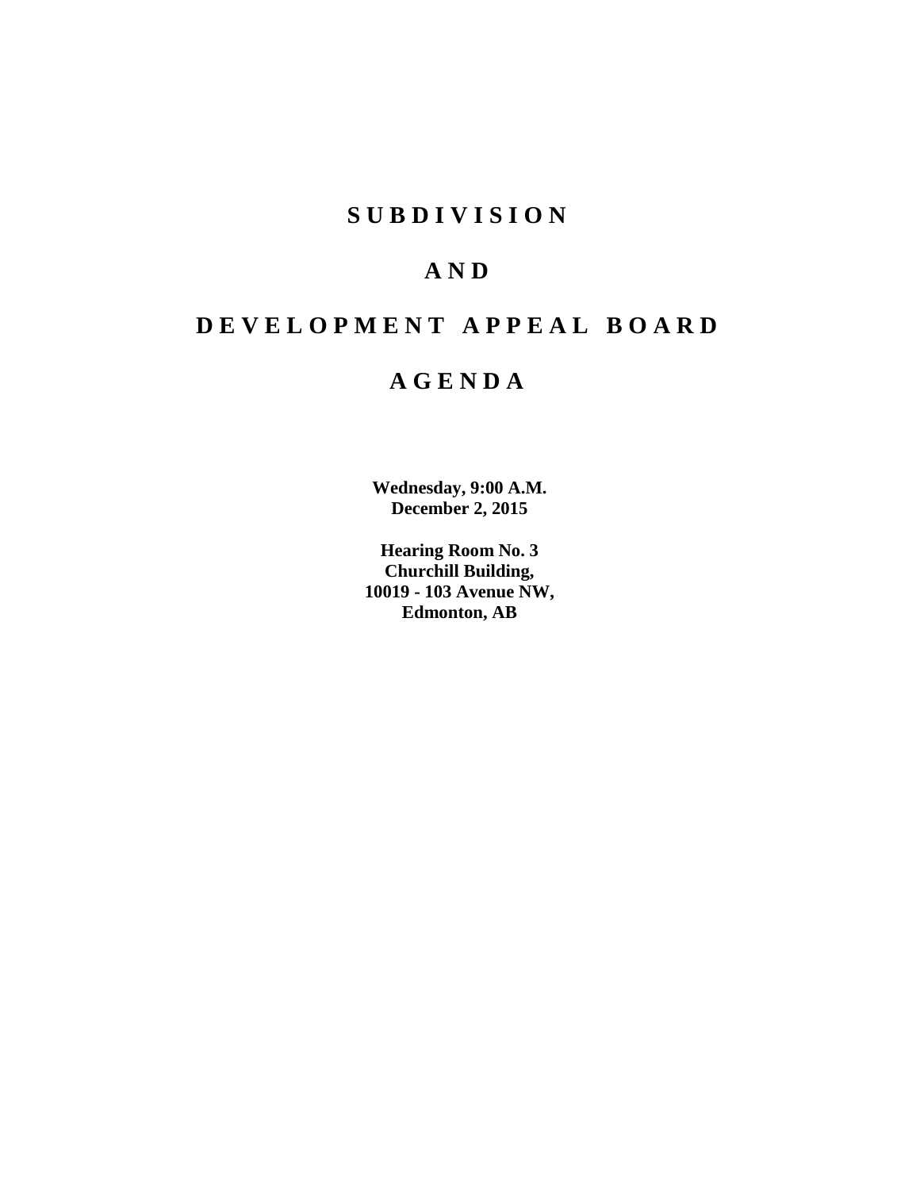# S U B D I V I S I O N

# A N D

# D E V E L O P M E N T   A P P E A L   B O A R D

# A G E N D A

**Wednesday, 9:00 A.M.**
**December 2, 2015**

**Hearing Room No. 3**
**Churchill Building,**
**10019 - 103 Avenue NW,**
**Edmonton, AB**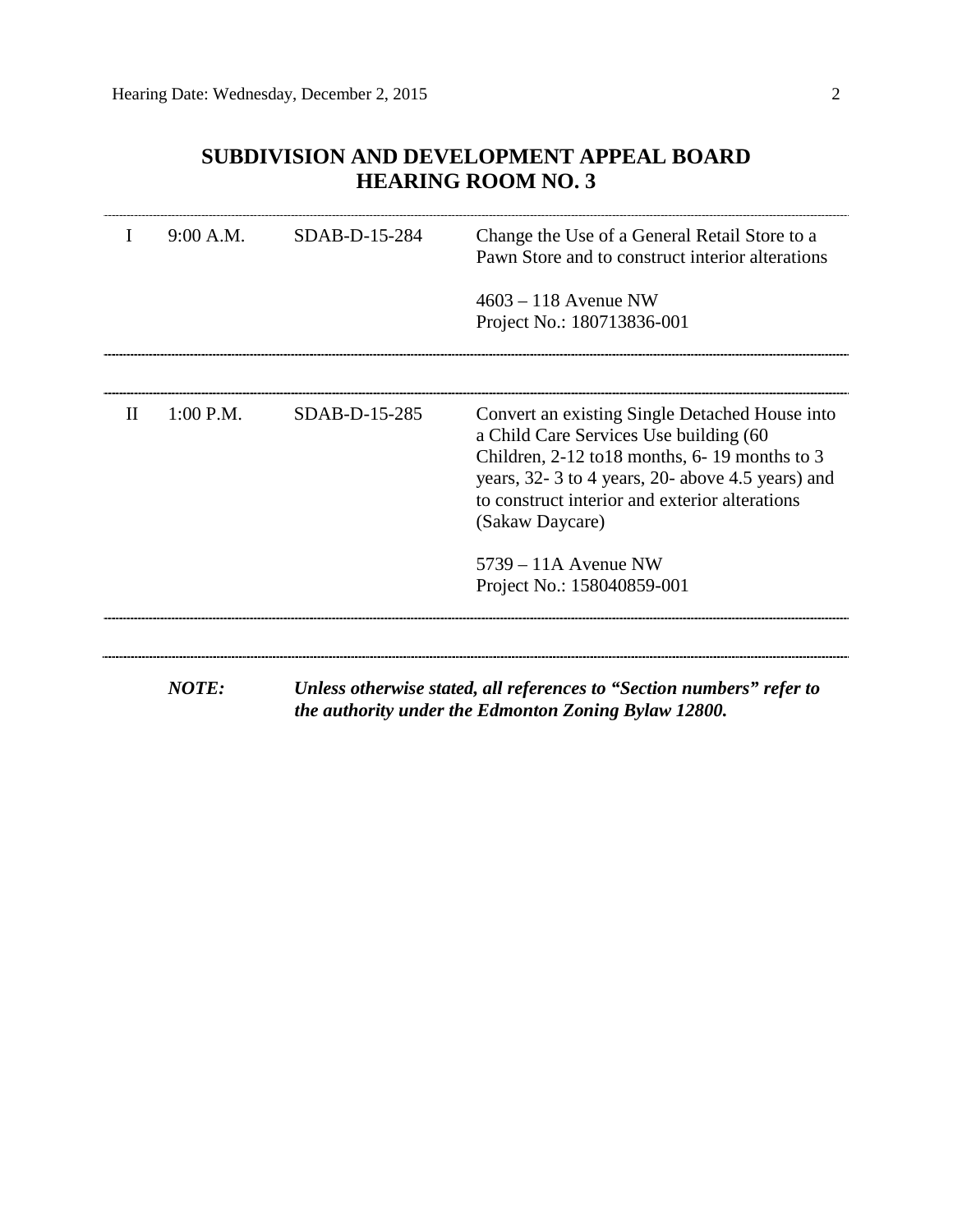# SUBDIVISION AND DEVELOPMENT APPEAL BOARD
# HEARING ROOM NO. 3

| | | | |
|---|---|---|---|
| I | 9:00 A.M. | SDAB-D-15-284 | Change the Use of a General Retail Store to a Pawn Store and to construct interior alterations<br><br>4603 – 118 Avenue NW<br>Project No.: 180713836-001 |
| II | 1:00 P.M. | SDAB-D-15-285 | Convert an existing Single Detached House into a Child Care Services Use building (60 Children, 2-12 to18 months, 6- 19 months to 3 years, 32- 3 to 4 years, 20- above 4.5 years) and to construct interior and exterior alterations (Sakaw Daycare)<br><br>5739 – 11A Avenue NW<br>Project No.: 158040859-001 |

***NOTE: Unless otherwise stated, all references to "Section numbers" refer to the authority under the Edmonton Zoning Bylaw 12800.***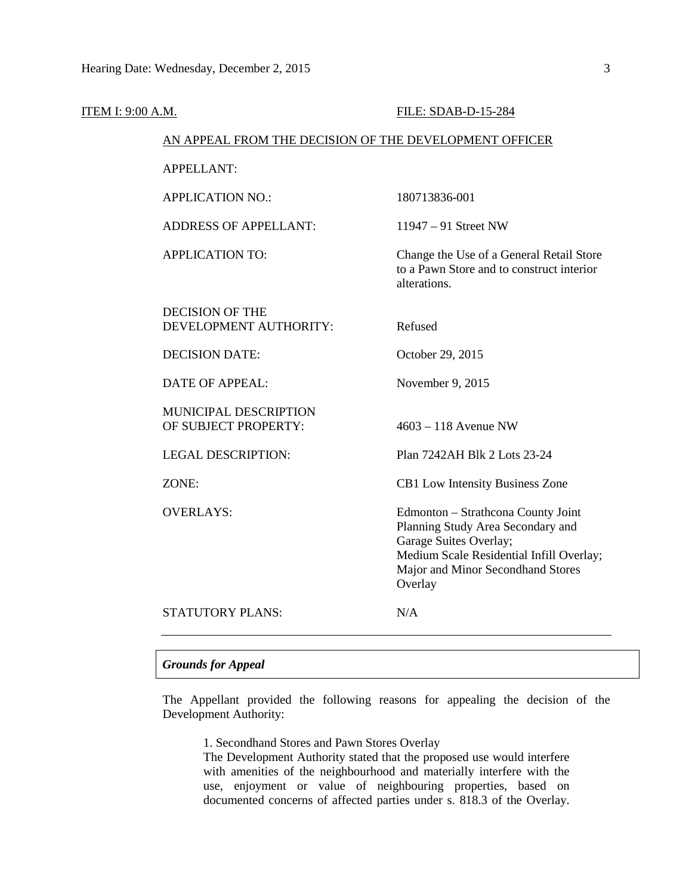ITEM I: 9:00 A.M. FILE: SDAB-D-15-284

AN APPEAL FROM THE DECISION OF THE DEVELOPMENT OFFICER

| | |
|---|---|
| APPELLANT: | |
| APPLICATION NO.: | 180713836-001 |
| ADDRESS OF APPELLANT: | 11947 – 91 Street NW |
| APPLICATION TO: | Change the Use of a General Retail Store to a Pawn Store and to construct interior alterations. |
| DECISION OF THE DEVELOPMENT AUTHORITY: | Refused |
| DECISION DATE: | October 29, 2015 |
| DATE OF APPEAL: | November 9, 2015 |
| MUNICIPAL DESCRIPTION OF SUBJECT PROPERTY: | 4603 – 118 Avenue NW |
| LEGAL DESCRIPTION: | Plan 7242AH Blk 2 Lots 23-24 |
| ZONE: | CB1 Low Intensity Business Zone |
| OVERLAYS: | Edmonton – Strathcona County Joint Planning Study Area Secondary and Garage Suites Overlay; Medium Scale Residential Infill Overlay; Major and Minor Secondhand Stores Overlay |
| STATUTORY PLANS: | N/A |

---

***Grounds for Appeal***

The Appellant provided the following reasons for appealing the decision of the Development Authority:

> 1. Secondhand Stores and Pawn Stores Overlay
> The Development Authority stated that the proposed use would interfere with amenities of the neighbourhood and materially interfere with the use, enjoyment or value of neighbouring properties, based on documented concerns of affected parties under s. 818.3 of the Overlay.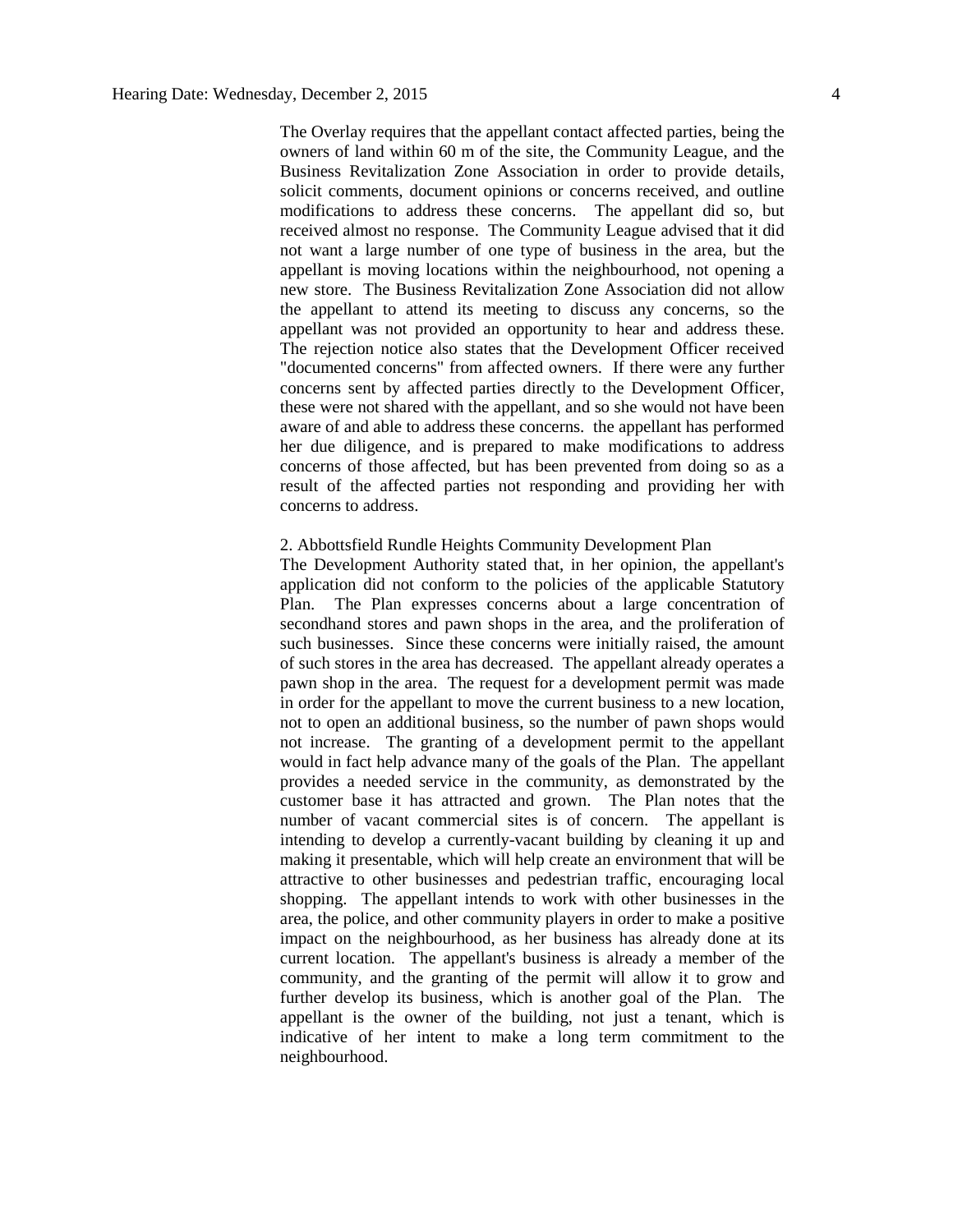The Overlay requires that the appellant contact affected parties, being the owners of land within 60 m of the site, the Community League, and the Business Revitalization Zone Association in order to provide details, solicit comments, document opinions or concerns received, and outline modifications to address these concerns. The appellant did so, but received almost no response. The Community League advised that it did not want a large number of one type of business in the area, but the appellant is moving locations within the neighbourhood, not opening a new store. The Business Revitalization Zone Association did not allow the appellant to attend its meeting to discuss any concerns, so the appellant was not provided an opportunity to hear and address these. The rejection notice also states that the Development Officer received "documented concerns" from affected owners. If there were any further concerns sent by affected parties directly to the Development Officer, these were not shared with the appellant, and so she would not have been aware of and able to address these concerns. the appellant has performed her due diligence, and is prepared to make modifications to address concerns of those affected, but has been prevented from doing so as a result of the affected parties not responding and providing her with concerns to address.

2. Abbottsfield Rundle Heights Community Development Plan

The Development Authority stated that, in her opinion, the appellant's application did not conform to the policies of the applicable Statutory Plan. The Plan expresses concerns about a large concentration of secondhand stores and pawn shops in the area, and the proliferation of such businesses. Since these concerns were initially raised, the amount of such stores in the area has decreased. The appellant already operates a pawn shop in the area. The request for a development permit was made in order for the appellant to move the current business to a new location, not to open an additional business, so the number of pawn shops would not increase. The granting of a development permit to the appellant would in fact help advance many of the goals of the Plan. The appellant provides a needed service in the community, as demonstrated by the customer base it has attracted and grown. The Plan notes that the number of vacant commercial sites is of concern. The appellant is intending to develop a currently-vacant building by cleaning it up and making it presentable, which will help create an environment that will be attractive to other businesses and pedestrian traffic, encouraging local shopping. The appellant intends to work with other businesses in the area, the police, and other community players in order to make a positive impact on the neighbourhood, as her business has already done at its current location. The appellant's business is already a member of the community, and the granting of the permit will allow it to grow and further develop its business, which is another goal of the Plan. The appellant is the owner of the building, not just a tenant, which is indicative of her intent to make a long term commitment to the neighbourhood.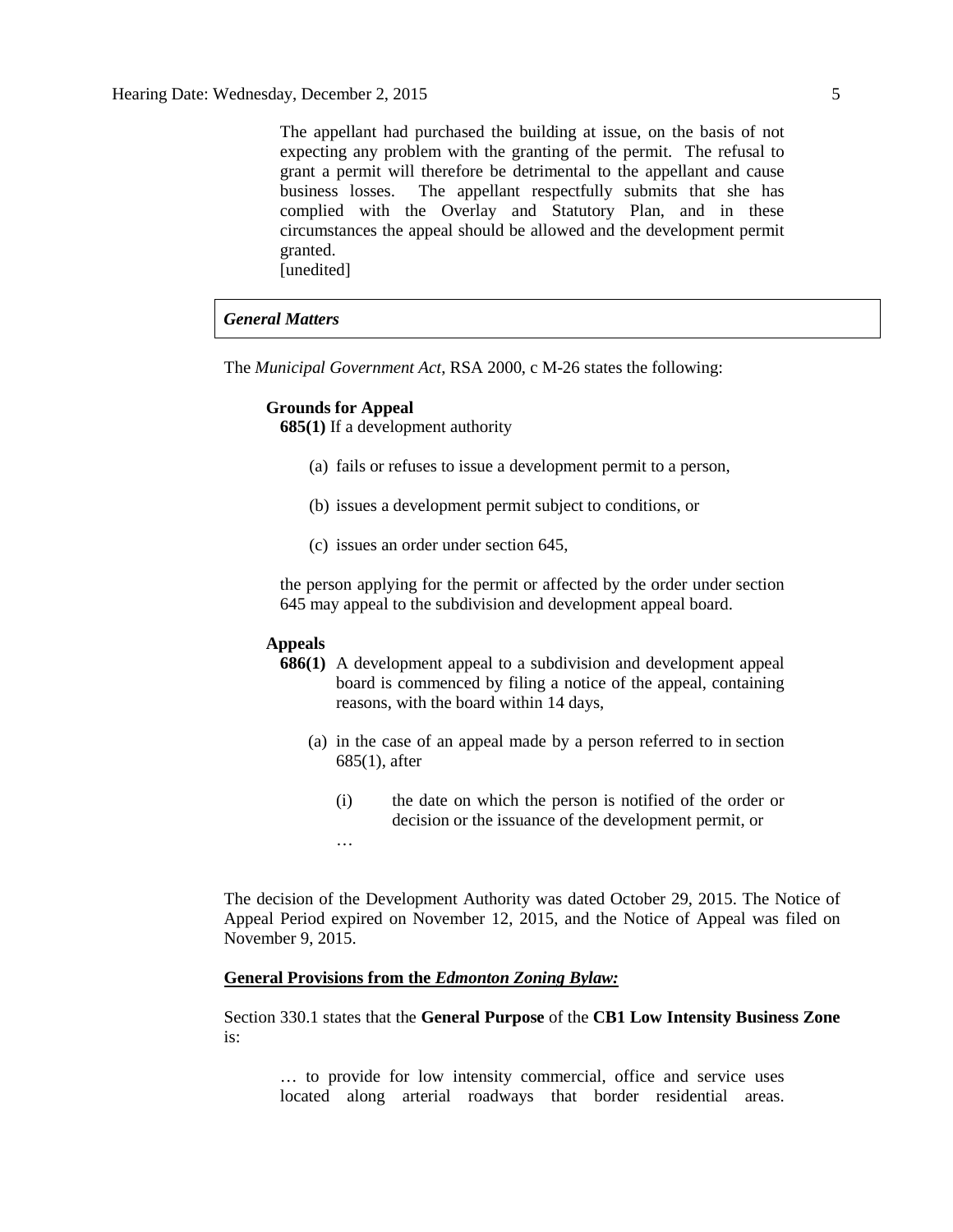> The appellant had purchased the building at issue, on the basis of not expecting any problem with the granting of the permit. The refusal to grant a permit will therefore be detrimental to the appellant and cause business losses. The appellant respectfully submits that she has complied with the Overlay and Statutory Plan, and in these circumstances the appeal should be allowed and the development permit granted.
> [unedited]

***General Matters***

The *Municipal Government Act,* RSA 2000, c M-26 states the following:

> **Grounds for Appeal**
> **685(1)** If a development authority
>
> (a) fails or refuses to issue a development permit to a person,
>
> (b) issues a development permit subject to conditions, or
>
> (c) issues an order under section 645,
>
> the person applying for the permit or affected by the order under section 645 may appeal to the subdivision and development appeal board.
>
> **Appeals**
> **686(1)** A development appeal to a subdivision and development appeal board is commenced by filing a notice of the appeal, containing reasons, with the board within 14 days,
>
> (a) in the case of an appeal made by a person referred to in section 685(1), after
>
> (i) the date on which the person is notified of the order or decision or the issuance of the development permit, or
>
> …

The decision of the Development Authority was dated October 29, 2015. The Notice of Appeal Period expired on November 12, 2015, and the Notice of Appeal was filed on November 9, 2015.

**General Provisions from the *Edmonton Zoning Bylaw:***

Section 330.1 states that the **General Purpose** of the **CB1 Low Intensity Business Zone** is:

> … to provide for low intensity commercial, office and service uses located along arterial roadways that border residential areas.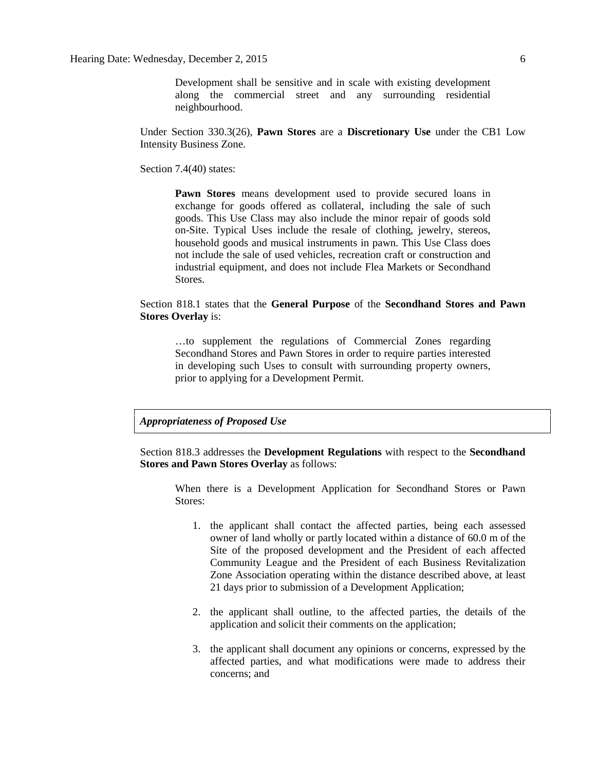> Development shall be sensitive and in scale with existing development along the commercial street and any surrounding residential neighbourhood.

Under Section 330.3(26), **Pawn Stores** are a **Discretionary Use** under the CB1 Low Intensity Business Zone.

Section 7.4(40) states:

> **Pawn Stores** means development used to provide secured loans in exchange for goods offered as collateral, including the sale of such goods. This Use Class may also include the minor repair of goods sold on-Site. Typical Uses include the resale of clothing, jewelry, stereos, household goods and musical instruments in pawn. This Use Class does not include the sale of used vehicles, recreation craft or construction and industrial equipment, and does not include Flea Markets or Secondhand Stores.

Section 818.1 states that the **General Purpose** of the **Secondhand Stores and Pawn Stores Overlay** is:

> …to supplement the regulations of Commercial Zones regarding Secondhand Stores and Pawn Stores in order to require parties interested in developing such Uses to consult with surrounding property owners, prior to applying for a Development Permit.

***Appropriateness of Proposed Use***

Section 818.3 addresses the **Development Regulations** with respect to the **Secondhand Stores and Pawn Stores Overlay** as follows:

> When there is a Development Application for Secondhand Stores or Pawn Stores:
>
> 1. the applicant shall contact the affected parties, being each assessed owner of land wholly or partly located within a distance of 60.0 m of the Site of the proposed development and the President of each affected Community League and the President of each Business Revitalization Zone Association operating within the distance described above, at least 21 days prior to submission of a Development Application;
>
> 2. the applicant shall outline, to the affected parties, the details of the application and solicit their comments on the application;
>
> 3. the applicant shall document any opinions or concerns, expressed by the affected parties, and what modifications were made to address their concerns; and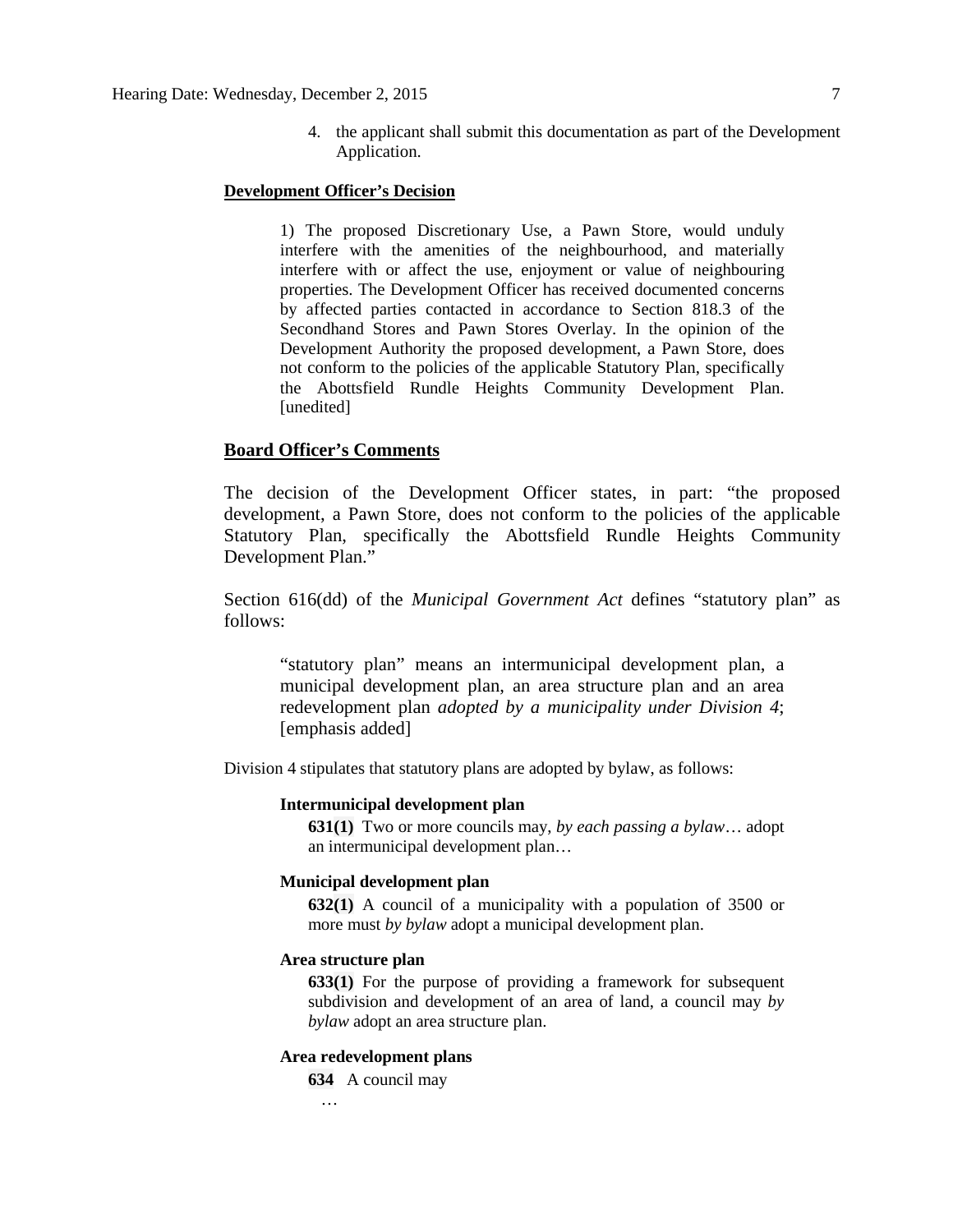4. the applicant shall submit this documentation as part of the Development Application.

**Development Officer's Decision**

> 1) The proposed Discretionary Use, a Pawn Store, would unduly interfere with the amenities of the neighbourhood, and materially interfere with or affect the use, enjoyment or value of neighbouring properties. The Development Officer has received documented concerns by affected parties contacted in accordance to Section 818.3 of the Secondhand Stores and Pawn Stores Overlay. In the opinion of the Development Authority the proposed development, a Pawn Store, does not conform to the policies of the applicable Statutory Plan, specifically the Abottsfield Rundle Heights Community Development Plan. [unedited]

## Board Officer's Comments

The decision of the Development Officer states, in part: "the proposed development, a Pawn Store, does not conform to the policies of the applicable Statutory Plan, specifically the Abottsfield Rundle Heights Community Development Plan."

Section 616(dd) of the *Municipal Government Act* defines "statutory plan" as follows:

> "statutory plan" means an intermunicipal development plan, a municipal development plan, an area structure plan and an area redevelopment plan *adopted by a municipality under Division 4*; [emphasis added]

Division 4 stipulates that statutory plans are adopted by bylaw, as follows:

> **Intermunicipal development plan**
>
> **631(1)** Two or more councils may, *by each passing a bylaw*… adopt an intermunicipal development plan…
>
> **Municipal development plan**
>
> **632(1)** A council of a municipality with a population of 3500 or more must *by bylaw* adopt a municipal development plan.
>
> **Area structure plan**
>
> **633(1)** For the purpose of providing a framework for subsequent subdivision and development of an area of land, a council may *by bylaw* adopt an area structure plan.
>
> **Area redevelopment plans**
>
> **634** A council may
>
> …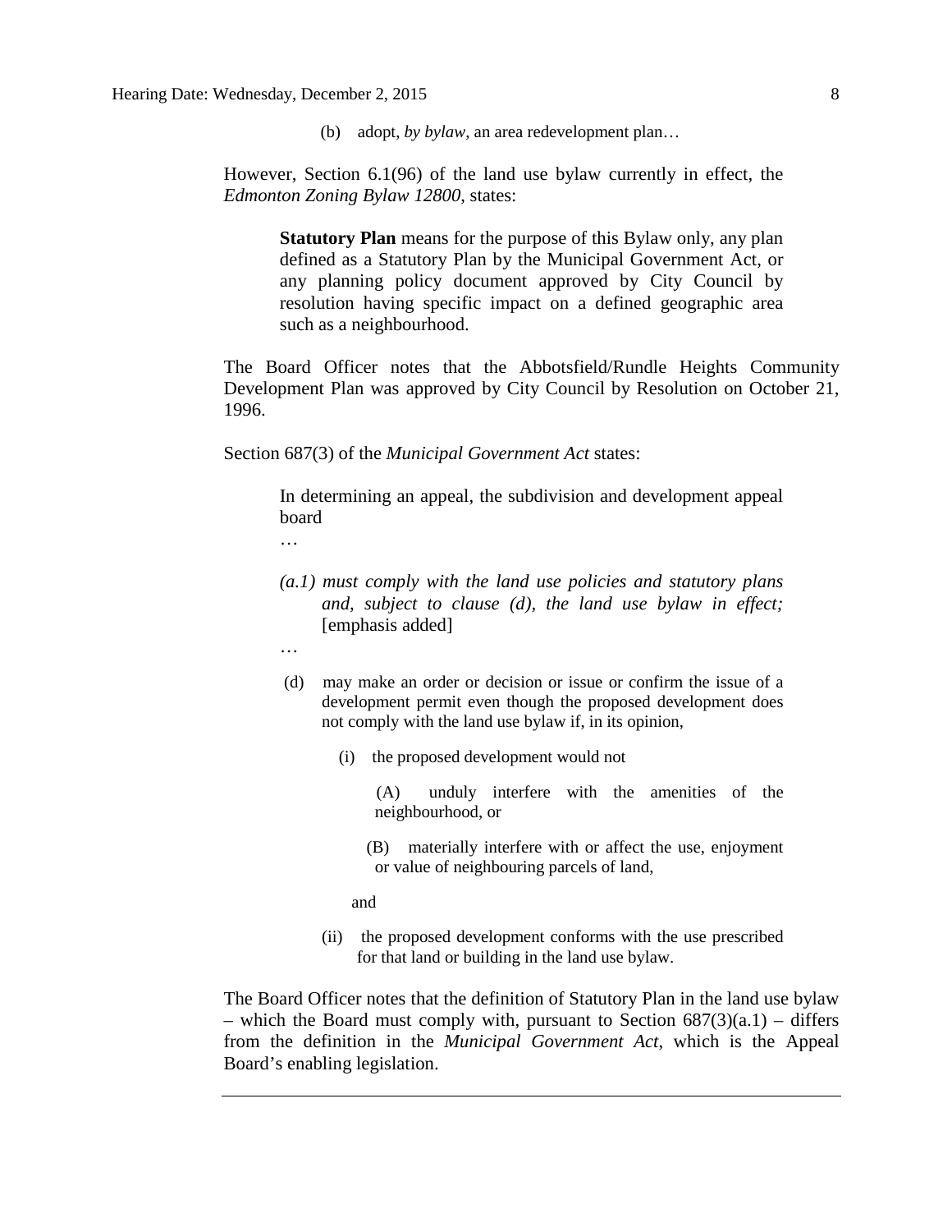(b) adopt, *by bylaw*, an area redevelopment plan…

However, Section 6.1(96) of the land use bylaw currently in effect, the *Edmonton Zoning Bylaw 12800*, states:

> **Statutory Plan** means for the purpose of this Bylaw only, any plan defined as a Statutory Plan by the Municipal Government Act, or any planning policy document approved by City Council by resolution having specific impact on a defined geographic area such as a neighbourhood.

The Board Officer notes that the Abbotsfield/Rundle Heights Community Development Plan was approved by City Council by Resolution on October 21, 1996.

Section 687(3) of the *Municipal Government Act* states:

> In determining an appeal, the subdivision and development appeal board
>
> …
>
> *(a.1) must comply with the land use policies and statutory plans and, subject to clause (d), the land use bylaw in effect;* [emphasis added]
>
> …
>
> (d) may make an order or decision or issue or confirm the issue of a development permit even though the proposed development does not comply with the land use bylaw if, in its opinion,
>
> (i) the proposed development would not
>
> (A) unduly interfere with the amenities of the neighbourhood, or
>
> (B) materially interfere with or affect the use, enjoyment or value of neighbouring parcels of land,
>
> and
>
> (ii) the proposed development conforms with the use prescribed for that land or building in the land use bylaw.

The Board Officer notes that the definition of Statutory Plan in the land use bylaw – which the Board must comply with, pursuant to Section 687(3)(a.1) – differs from the definition in the *Municipal Government Act*, which is the Appeal Board's enabling legislation.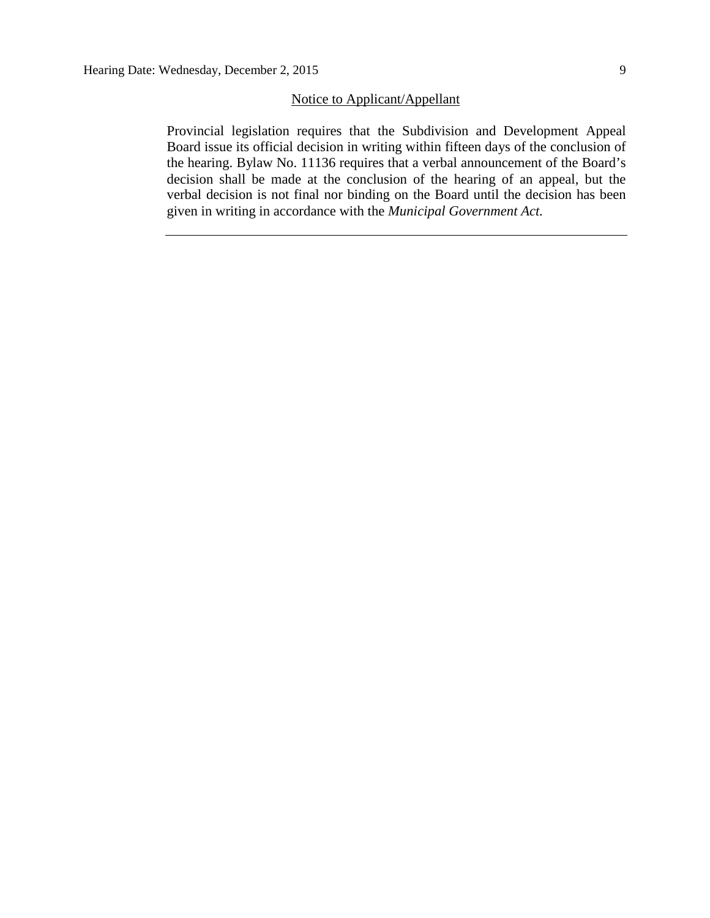Notice to Applicant/Appellant

Provincial legislation requires that the Subdivision and Development Appeal Board issue its official decision in writing within fifteen days of the conclusion of the hearing. Bylaw No. 11136 requires that a verbal announcement of the Board's decision shall be made at the conclusion of the hearing of an appeal, but the verbal decision is not final nor binding on the Board until the decision has been given in writing in accordance with the *Municipal Government Act*.

---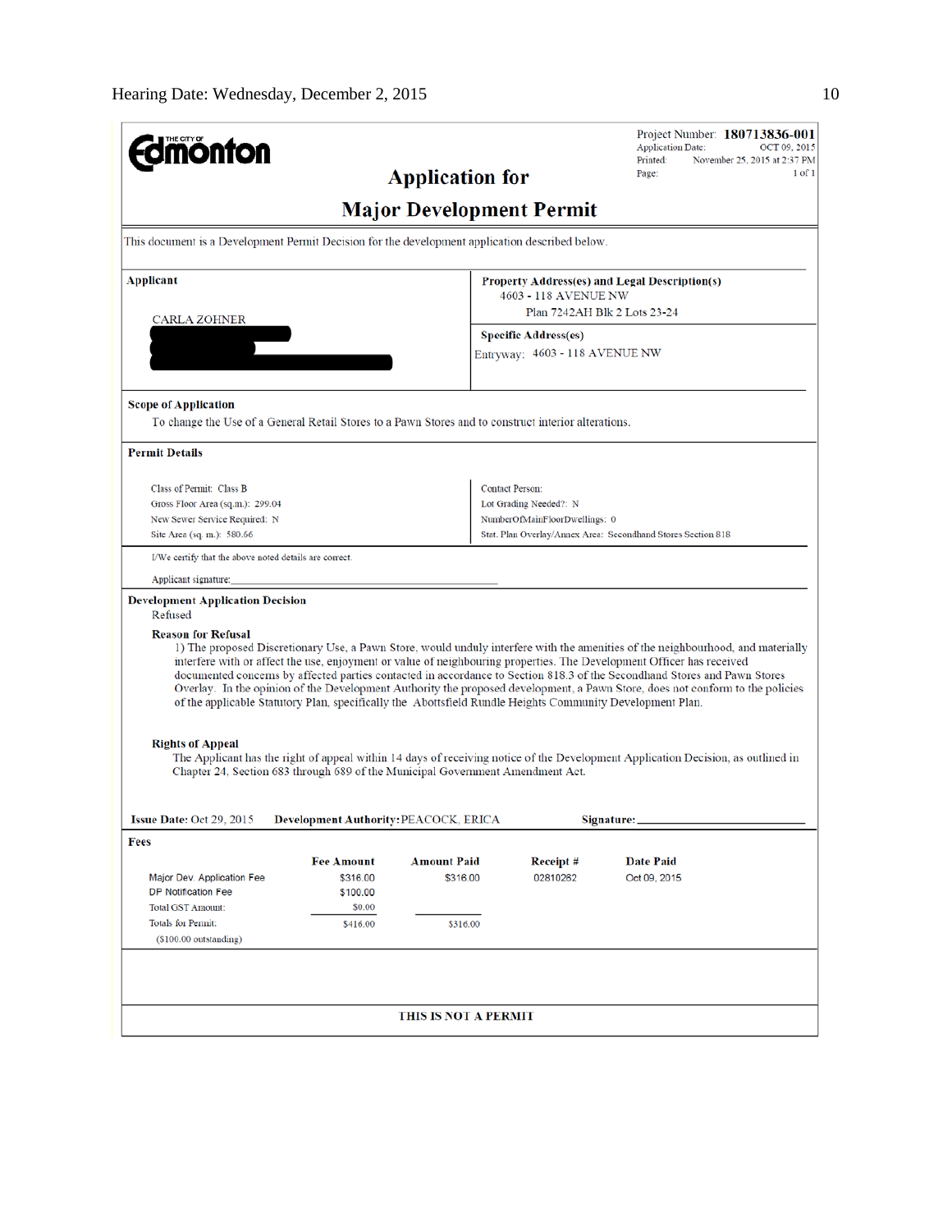Edmonton

Project Number: **180713836-001**
Application Date: OCT 09, 2015
Printed: November 25, 2015 at 2:37 PM
Page: 1 of 1

# Application for

# Major Development Permit

This document is a Development Permit Decision for the development application described below.

| **Applicant** | **Property Address(es) and Legal Description(s)** |
|---|---|
| CARLA ZOHNER | 4603 - 118 AVENUE NW<br>Plan 7242AH Blk 2 Lots 23-24 |
| | **Specific Address(es)**<br>Entryway: 4603 - 118 AVENUE NW |

**Scope of Application**

To change the Use of a General Retail Stores to a Pawn Stores and to construct interior alterations.

**Permit Details**

| | |
|---|---|
| Class of Permit: Class B | Contact Person: |
| Gross Floor Area (sq.m.): 299.04 | Lot Grading Needed?: N |
| New Sewer Service Required: N | NumberOfMainFloorDwellings: 0 |
| Site Area (sq. m.): 580.66 | Stat. Plan Overlay/Annex Area: Secondhand Stores Section 818 |

I/We certify that the above noted details are correct.

Applicant signature:

**Development Application Decision**

Refused

**Reason for Refusal**

1) The proposed Discretionary Use, a Pawn Store, would unduly interfere with the amenities of the neighbourhood, and materially interfere with or affect the use, enjoyment or value of neighbouring properties. The Development Officer has received documented concerns by affected parties contacted in accordance to Section 818.3 of the Secondhand Stores and Pawn Stores Overlay. In the opinion of the Development Authority the proposed development, a Pawn Store, does not conform to the policies of the applicable Statutory Plan, specifically the Abottsfield Rundle Heights Community Development Plan.

**Rights of Appeal**

The Applicant has the right of appeal within 14 days of receiving notice of the Development Application Decision, as outlined in Chapter 24, Section 683 through 689 of the Municipal Government Amendment Act.

**Issue Date:** Oct 29, 2015 **Development Authority:** PEACOCK, ERICA **Signature:**

**Fees**

| | **Fee Amount** | **Amount Paid** | **Receipt #** | **Date Paid** |
|---|---|---|---|---|
| Major Dev. Application Fee | $316.00 | $316.00 | 02810282 | Oct 09, 2015 |
| DP Notification Fee | $100.00 | | | |
| Total GST Amount: | $0.00 | | | |
| Totals for Permit: | $416.00 | $316.00 | | |
| ($100.00 outstanding) | | | | |

**THIS IS NOT A PERMIT**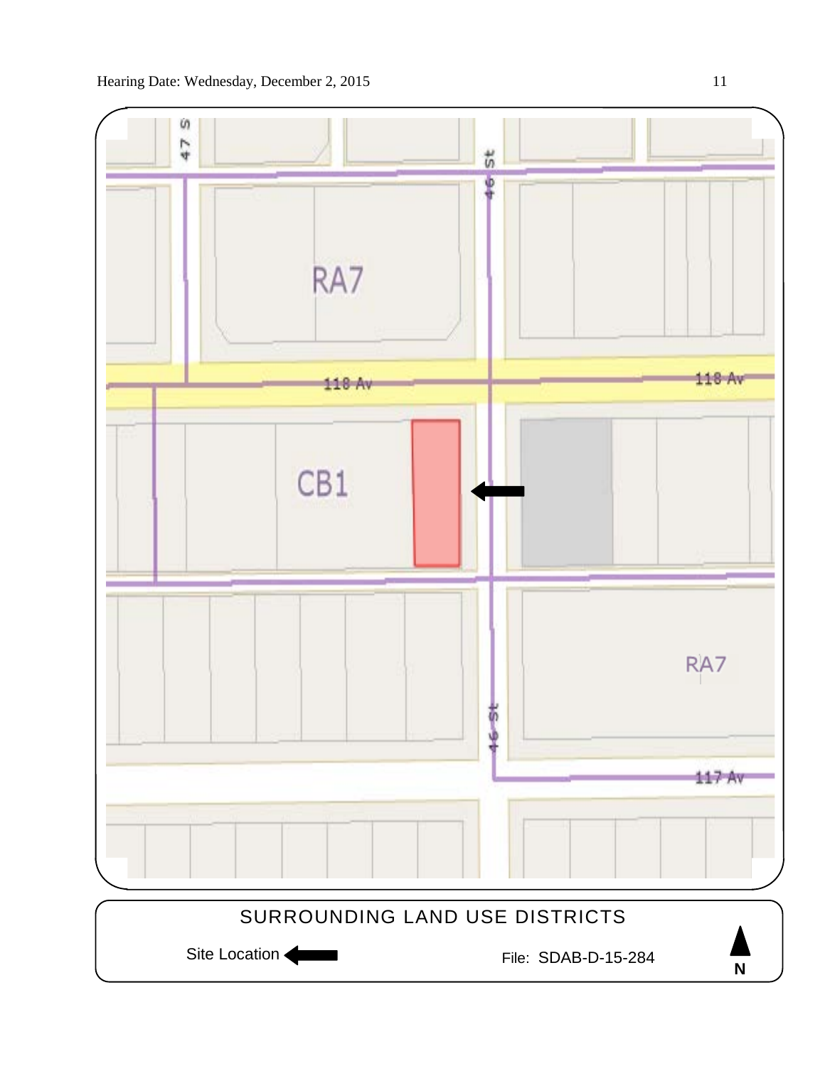RA7

118 Av

118 Av

CB1

RA7

47 St

46 St

46 St

117 Av

SURROUNDING LAND USE DISTRICTS

Site Location

File: SDAB-D-15-284

N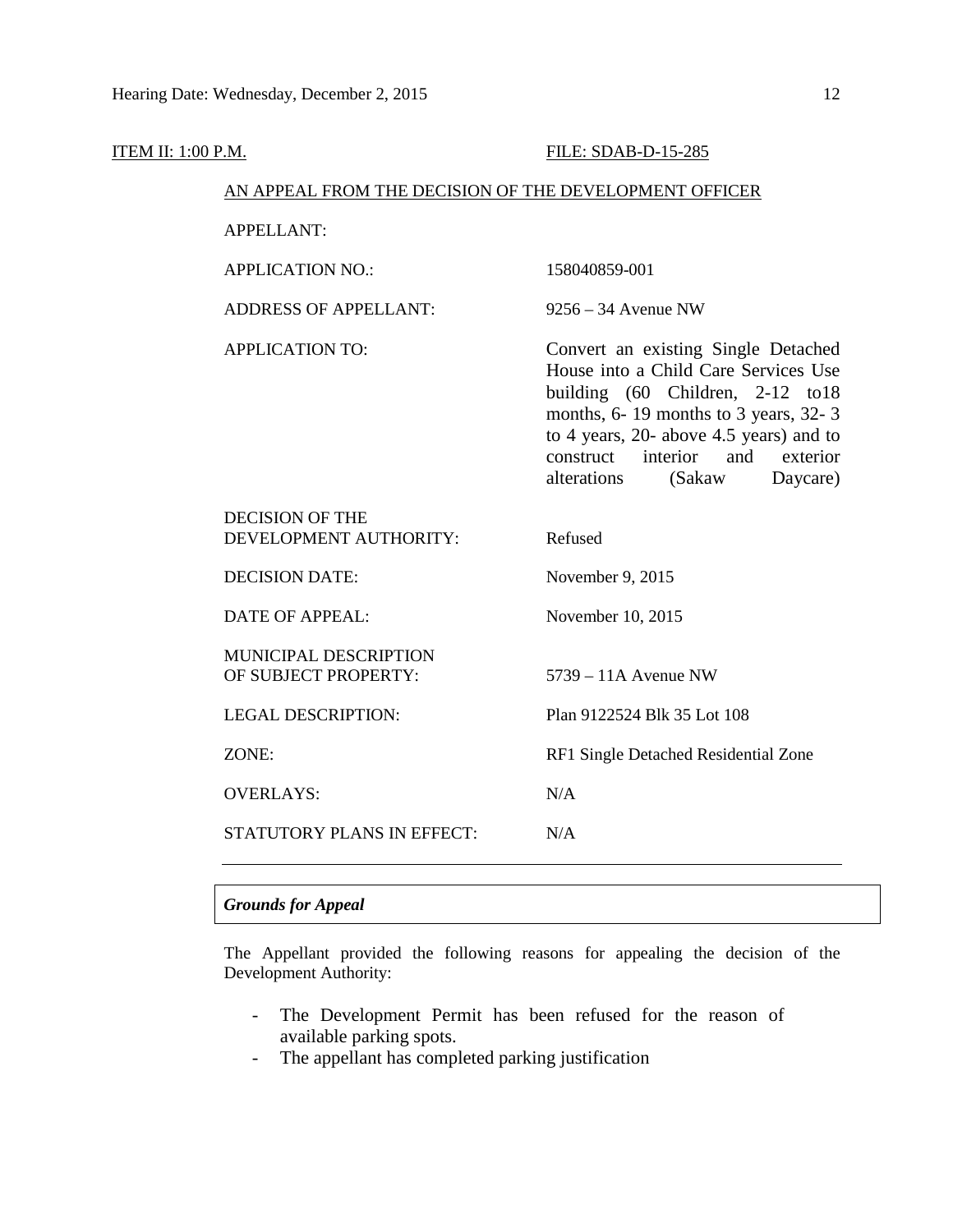ITEM II: 1:00 P.M. FILE: SDAB-D-15-285

AN APPEAL FROM THE DECISION OF THE DEVELOPMENT OFFICER

| | |
|---|---|
| APPELLANT: | |
| APPLICATION NO.: | 158040859-001 |
| ADDRESS OF APPELLANT: | 9256 – 34 Avenue NW |
| APPLICATION TO: | Convert an existing Single Detached House into a Child Care Services Use building (60 Children, 2-12 to18 months, 6- 19 months to 3 years, 32- 3 to 4 years, 20- above 4.5 years) and to construct interior and exterior alterations (Sakaw Daycare) |
| DECISION OF THE DEVELOPMENT AUTHORITY: | Refused |
| DECISION DATE: | November 9, 2015 |
| DATE OF APPEAL: | November 10, 2015 |
| MUNICIPAL DESCRIPTION OF SUBJECT PROPERTY: | 5739 – 11A Avenue NW |
| LEGAL DESCRIPTION: | Plan 9122524 Blk 35 Lot 108 |
| ZONE: | RF1 Single Detached Residential Zone |
| OVERLAYS: | N/A |
| STATUTORY PLANS IN EFFECT: | N/A |

---

***Grounds for Appeal***

The Appellant provided the following reasons for appealing the decision of the Development Authority:

- The Development Permit has been refused for the reason of available parking spots.
- The appellant has completed parking justification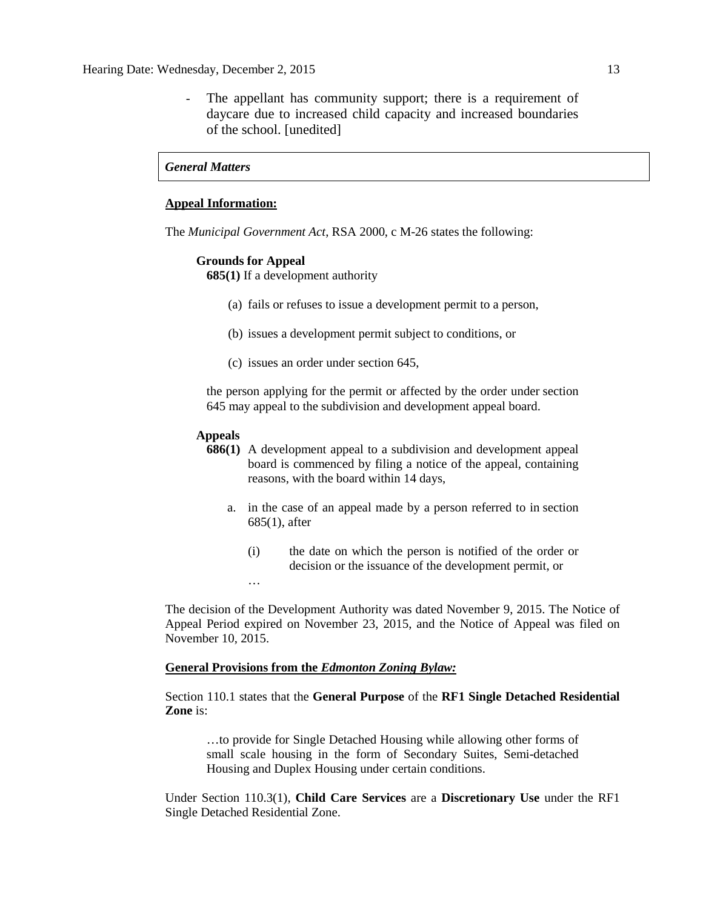- The appellant has community support; there is a requirement of daycare due to increased child capacity and increased boundaries of the school. [unedited]

*General Matters*

**Appeal Information:**

The *Municipal Government Act*, RSA 2000, c M-26 states the following:

> **Grounds for Appeal**
>
> **685(1)** If a development authority
>
> (a) fails or refuses to issue a development permit to a person,
>
> (b) issues a development permit subject to conditions, or
>
> (c) issues an order under section 645,
>
> the person applying for the permit or affected by the order under section 645 may appeal to the subdivision and development appeal board.
>
> **Appeals**
>
> **686(1)** A development appeal to a subdivision and development appeal board is commenced by filing a notice of the appeal, containing reasons, with the board within 14 days,
>
> a. in the case of an appeal made by a person referred to in section 685(1), after
>
> (i) the date on which the person is notified of the order or decision or the issuance of the development permit, or
>
> …

The decision of the Development Authority was dated November 9, 2015. The Notice of Appeal Period expired on November 23, 2015, and the Notice of Appeal was filed on November 10, 2015.

**General Provisions from the *Edmonton Zoning Bylaw:***

Section 110.1 states that the **General Purpose** of the **RF1 Single Detached Residential Zone** is:

> …to provide for Single Detached Housing while allowing other forms of small scale housing in the form of Secondary Suites, Semi-detached Housing and Duplex Housing under certain conditions.

Under Section 110.3(1), **Child Care Services** are a **Discretionary Use** under the RF1 Single Detached Residential Zone.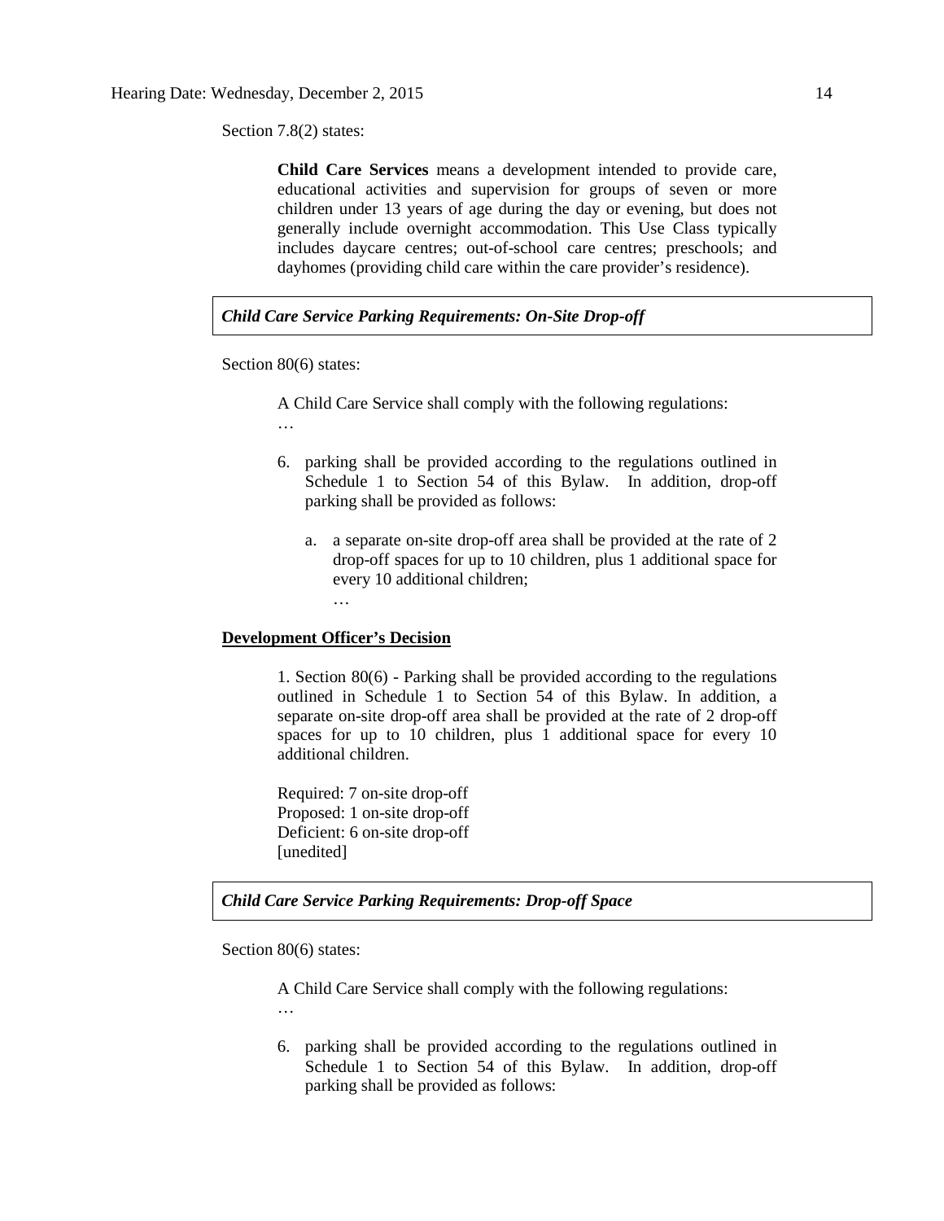Section 7.8(2) states:

> **Child Care Services** means a development intended to provide care, educational activities and supervision for groups of seven or more children under 13 years of age during the day or evening, but does not generally include overnight accommodation. This Use Class typically includes daycare centres; out-of-school care centres; preschools; and dayhomes (providing child care within the care provider's residence).

***Child Care Service Parking Requirements: On-Site Drop-off***

Section 80(6) states:

> A Child Care Service shall comply with the following regulations:
>
> …
>
> 6. parking shall be provided according to the regulations outlined in Schedule 1 to Section 54 of this Bylaw. In addition, drop-off parking shall be provided as follows:
>
>     a. a separate on-site drop-off area shall be provided at the rate of 2 drop-off spaces for up to 10 children, plus 1 additional space for every 10 additional children;
>
>     …

**Development Officer's Decision**

> 1. Section 80(6) - Parking shall be provided according to the regulations outlined in Schedule 1 to Section 54 of this Bylaw. In addition, a separate on-site drop-off area shall be provided at the rate of 2 drop-off spaces for up to 10 children, plus 1 additional space for every 10 additional children.
>
> Required: 7 on-site drop-off
> Proposed: 1 on-site drop-off
> Deficient: 6 on-site drop-off
> [unedited]

***Child Care Service Parking Requirements: Drop-off Space***

Section 80(6) states:

> A Child Care Service shall comply with the following regulations:
>
> …
>
> 6. parking shall be provided according to the regulations outlined in Schedule 1 to Section 54 of this Bylaw. In addition, drop-off parking shall be provided as follows: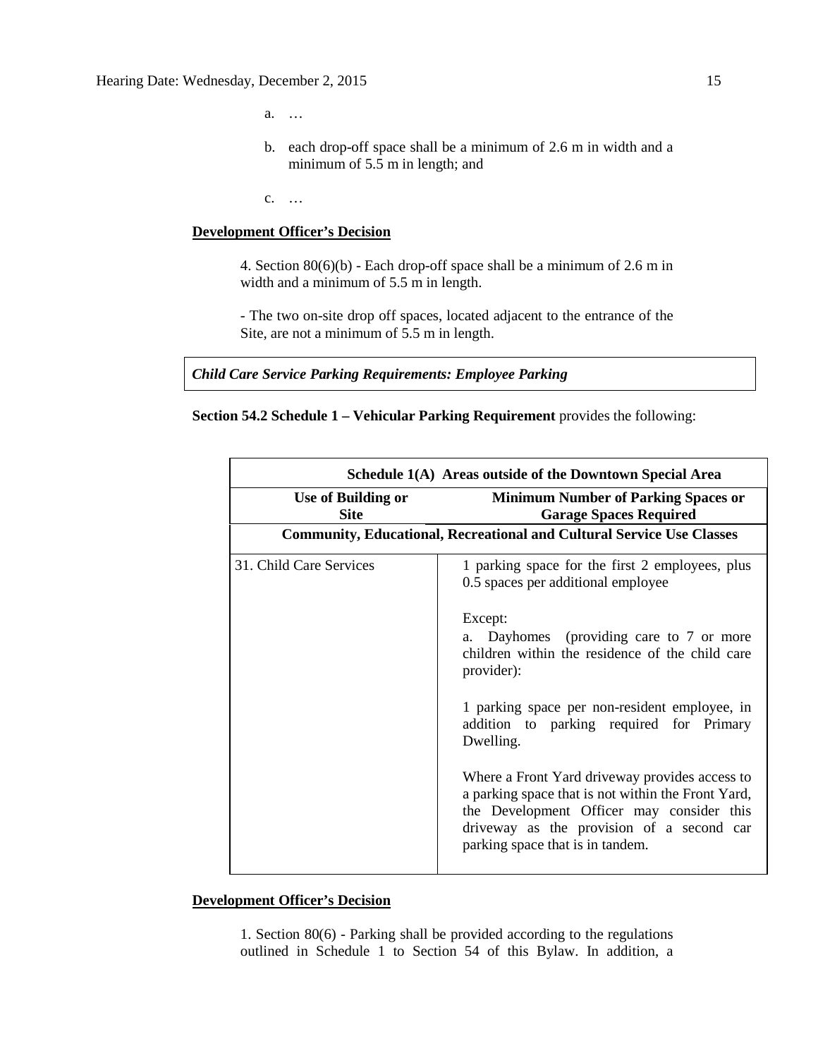a. …

b. each drop-off space shall be a minimum of 2.6 m in width and a minimum of 5.5 m in length; and

c. …

**Development Officer's Decision**

4. Section 80(6)(b) - Each drop-off space shall be a minimum of 2.6 m in width and a minimum of 5.5 m in length.

- The two on-site drop off spaces, located adjacent to the entrance of the Site, are not a minimum of 5.5 m in length.

***Child Care Service Parking Requirements: Employee Parking***

**Section 54.2 Schedule 1 – Vehicular Parking Requirement** provides the following:

| Schedule 1(A) Areas outside of the Downtown Special Area | |
|---|---|
| **Use of Building or Site** | **Minimum Number of Parking Spaces or Garage Spaces Required** |
| **Community, Educational, Recreational and Cultural Service Use Classes** | |
| 31. Child Care Services | 1 parking space for the first 2 employees, plus 0.5 spaces per additional employee<br><br>Except:<br>a. Dayhomes (providing care to 7 or more children within the residence of the child care provider):<br><br>1 parking space per non-resident employee, in addition to parking required for Primary Dwelling.<br><br>Where a Front Yard driveway provides access to a parking space that is not within the Front Yard, the Development Officer may consider this driveway as the provision of a second car parking space that is in tandem. |

**Development Officer's Decision**

1. Section 80(6) - Parking shall be provided according to the regulations outlined in Schedule 1 to Section 54 of this Bylaw. In addition, a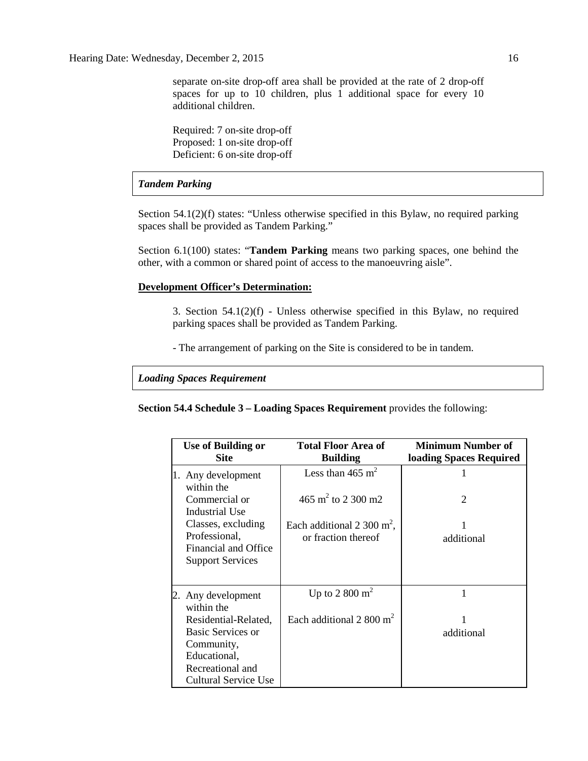separate on-site drop-off area shall be provided at the rate of 2 drop-off spaces for up to 10 children, plus 1 additional space for every 10 additional children.

Required: 7 on-site drop-off
Proposed: 1 on-site drop-off
Deficient: 6 on-site drop-off

### *Tandem Parking*

Section 54.1(2)(f) states: "Unless otherwise specified in this Bylaw, no required parking spaces shall be provided as Tandem Parking."

Section 6.1(100) states: "**Tandem Parking** means two parking spaces, one behind the other, with a common or shared point of access to the manoeuvring aisle".

**Development Officer's Determination:**

3. Section 54.1(2)(f) - Unless otherwise specified in this Bylaw, no required parking spaces shall be provided as Tandem Parking.

- The arrangement of parking on the Site is considered to be in tandem.

### *Loading Spaces Requirement*

**Section 54.4 Schedule 3 – Loading Spaces Requirement** provides the following:

| Use of Building or Site | Total Floor Area of Building | Minimum Number of loading Spaces Required |
|---|---|---|
| 1. Any development within the Commercial or Industrial Use Classes, excluding Professional, Financial and Office Support Services | Less than 465 $m^2$ | 1 |
| | 465 $m^2$ to 2 300 m2 | 2 |
| | Each additional 2 300 $m^2$, or fraction thereof | 1 additional |
| 2. Any development within the Residential-Related, Basic Services or Community, Educational, Recreational and Cultural Service Use | Up to 2 800 $m^2$ | 1 |
| | Each additional 2 800 $m^2$ | 1 additional |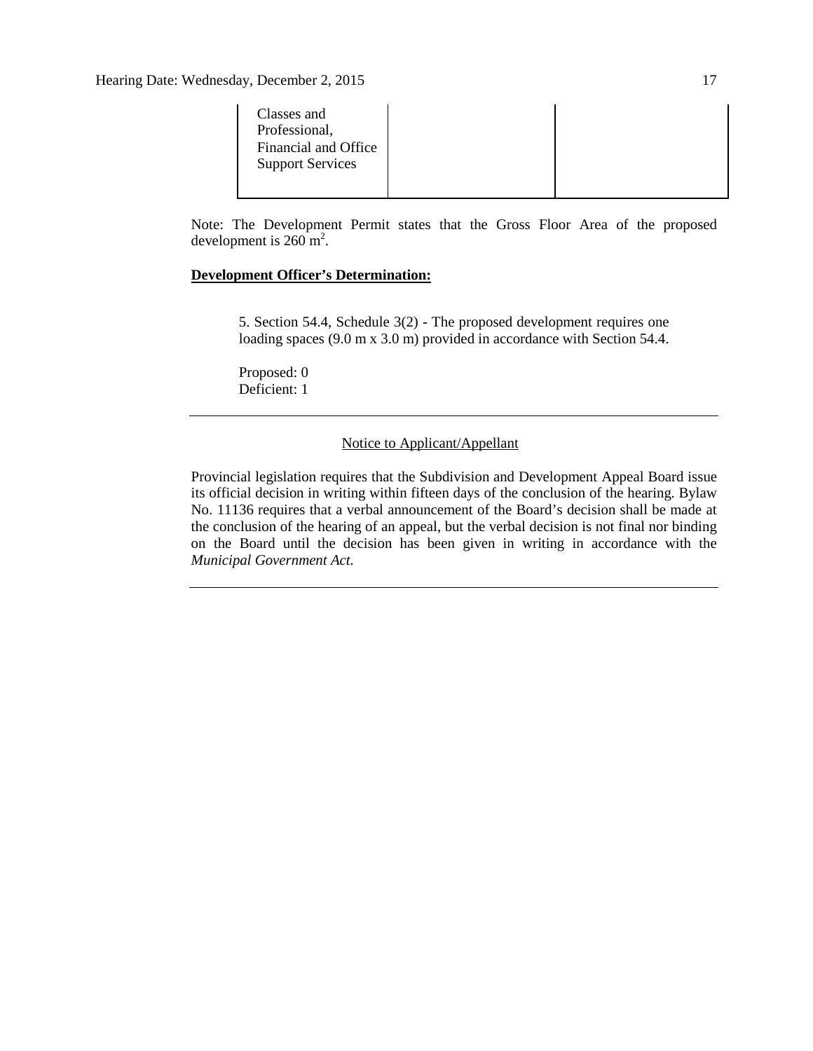| Classes and Professional, Financial and Office Support Services | | |
|---|---|---|

Note: The Development Permit states that the Gross Floor Area of the proposed development is 260 $m^2$.

**Development Officer's Determination:**

5. Section 54.4, Schedule 3(2) - The proposed development requires one loading spaces (9.0 m x 3.0 m) provided in accordance with Section 54.4.

Proposed: 0
Deficient: 1

---

Notice to Applicant/Appellant

Provincial legislation requires that the Subdivision and Development Appeal Board issue its official decision in writing within fifteen days of the conclusion of the hearing. Bylaw No. 11136 requires that a verbal announcement of the Board's decision shall be made at the conclusion of the hearing of an appeal, but the verbal decision is not final nor binding on the Board until the decision has been given in writing in accordance with the *Municipal Government Act*.

---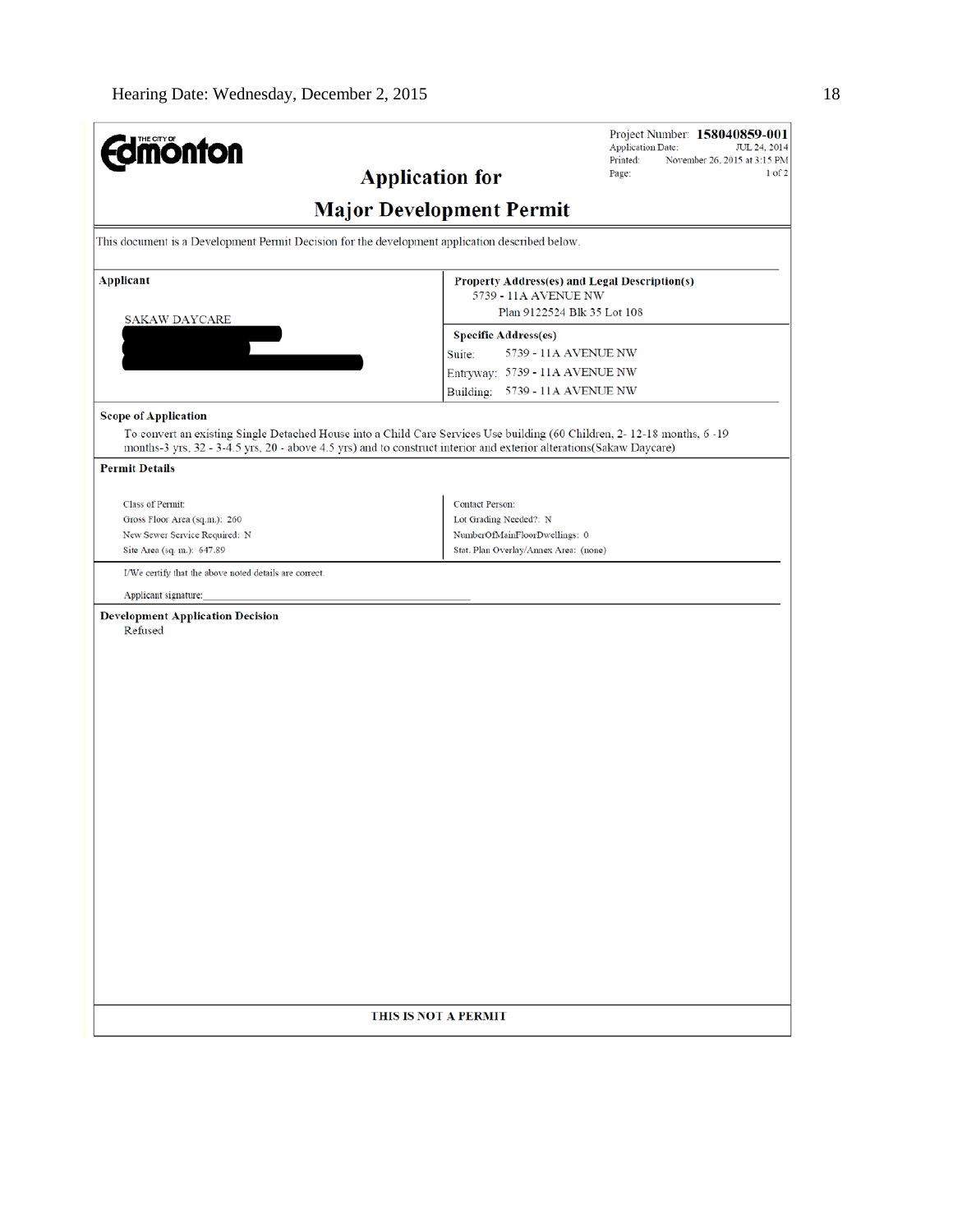Project Number: **158040859-001**
Application Date: JUL 24, 2014
Printed: November 26, 2015 at 3:15 PM

# Application for Major Development Permit

This document is a Development Permit Decision for the development application described below.

| Applicant | Property Address(es) and Legal Description(s) |
|---|---|
| SAKAW DAYCARE | 5739 - 11A AVENUE NW<br>Plan 9122524 Blk 35 Lot 108 |
| | **Specific Address(es)**<br>Suite: 5739 - 11A AVENUE NW<br>Entryway: 5739 - 11A AVENUE NW<br>Building: 5739 - 11A AVENUE NW |

**Scope of Application**

To convert an existing Single Detached House into a Child Care Services Use building (60 Children, 2- 12-18 months, 6 -19 months-3 yrs, 32 - 3-4.5 yrs, 20 - above 4.5 yrs) and to construct interior and exterior alterations(Sakaw Daycare)

**Permit Details**

| | |
|---|---|
| Class of Permit: | Contact Person: |
| Gross Floor Area (sq.m.): 260 | Lot Grading Needed?: N |
| New Sewer Service Required: N | NumberOfMainFloorDwellings: 0 |
| Site Area (sq. m.): 647.89 | Stat. Plan Overlay/Annex Area: (none) |

I/We certify that the above noted details are correct.

Applicant signature:_______________________________

**Development Application Decision**

Refused

**THIS IS NOT A PERMIT**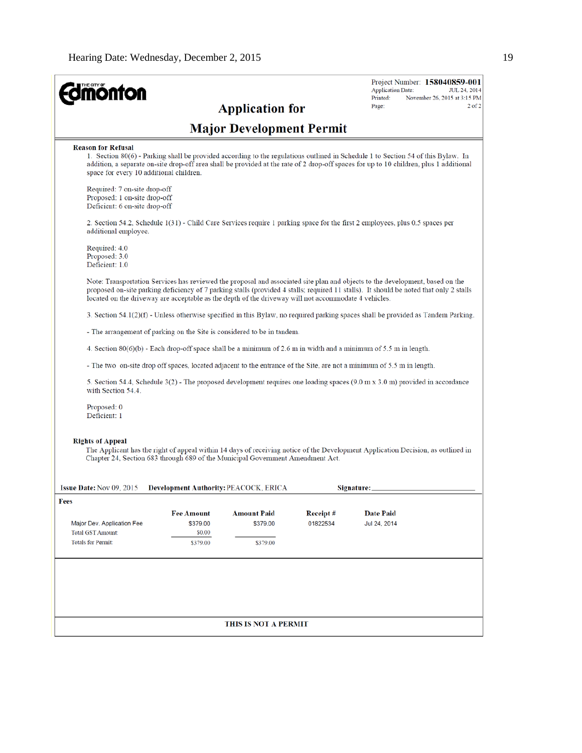Project Number: **158040859-001**
Application Date: JUL 24, 2014
Printed: November 26, 2015 at 3:15 PM

# Application for Major Development Permit

**Reason for Refusal**

1. Section 80(6) - Parking shall be provided according to the regulations outlined in Schedule 1 to Section 54 of this Bylaw. In addition, a separate on-site drop-off area shall be provided at the rate of 2 drop-off spaces for up to 10 children, plus 1 additional space for every 10 additional children.

Required: 7 on-site drop-off
Proposed: 1 on-site drop-off
Deficient: 6 on-site drop-off

2. Section 54.2, Schedule 1(31) - Child Care Services require 1 parking space for the first 2 employees, plus 0.5 spaces per additional employee.

Required: 4.0
Proposed: 3.0
Deficient: 1.0

Note: Transportation Services has reviewed the proposal and associated site plan and objects to the development, based on the proposed on-site parking deficiency of 7 parking stalls (provided 4 stalls; required 11 stalls). It should be noted that only 2 stalls located on the driveway are acceptable as the depth of the driveway will not accommodate 4 vehicles.

3. Section 54.1(2)(f) - Unless otherwise specified in this Bylaw, no required parking spaces shall be provided as Tandem Parking.

- The arrangement of parking on the Site is considered to be in tandem.

4. Section 80(6)(b) - Each drop-off space shall be a minimum of 2.6 m in width and a minimum of 5.5 m in length.

- The two on-site drop off spaces, located adjacent to the entrance of the Site, are not a minimum of 5.5 m in length.

5. Section 54.4, Schedule 3(2) - The proposed development requires one loading spaces (9.0 m x 3.0 m) provided in accordance with Section 54.4.

Proposed: 0
Deficient: 1

**Rights of Appeal**

The Applicant has the right of appeal within 14 days of receiving notice of the Development Application Decision, as outlined in Chapter 24, Section 683 through 689 of the Municipal Government Amendment Act.

**Issue Date:** Nov 09, 2015 **Development Authority:** PEACOCK, ERICA **Signature:** ____________________

**Fees**

| | Fee Amount | Amount Paid | Receipt # | Date Paid |
|---|---|---|---|---|
| Major Dev. Application Fee | $379.00 | $379.00 | 01822534 | Jul 24, 2014 |
| Total GST Amount: | $0.00 | | | |
| Totals for Permit: | $379.00 | $379.00 | | |

**THIS IS NOT A PERMIT**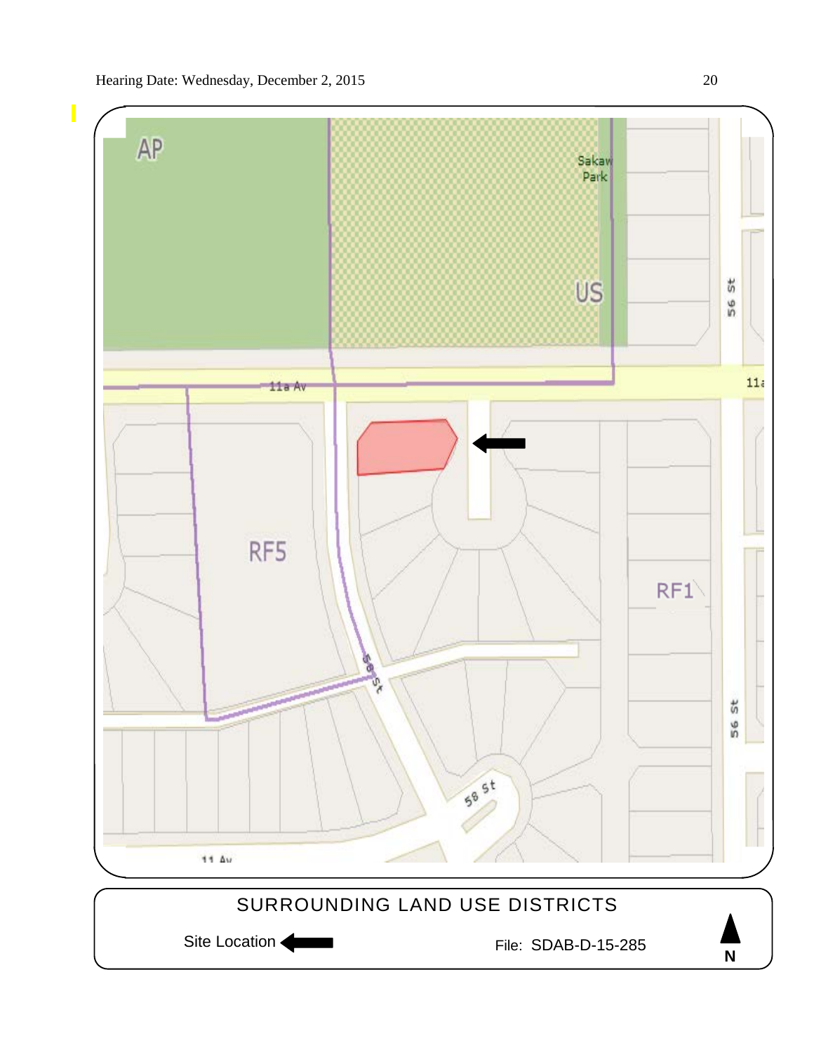AP

Sakaw Park

US

11a Av

11a

56 St

RF5

RF1

58 St

58 St

56 St

11 Av

SURROUNDING LAND USE DISTRICTS

Site Location

File: SDAB-D-15-285

N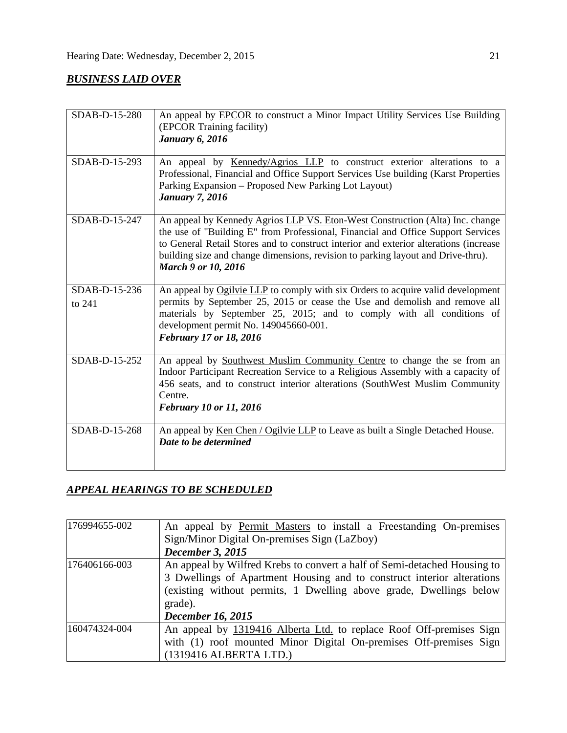## ***BUSINESS LAID OVER***

| | |
|---|---|
| SDAB-D-15-280 | An appeal by EPCOR to construct a Minor Impact Utility Services Use Building (EPCOR Training facility)<br>***January 6, 2016*** |
| SDAB-D-15-293 | An appeal by Kennedy/Agrios LLP to construct exterior alterations to a Professional, Financial and Office Support Services Use building (Karst Properties Parking Expansion – Proposed New Parking Lot Layout)<br>***January 7, 2016*** |
| SDAB-D-15-247 | An appeal by Kennedy Agrios LLP VS. Eton-West Construction (Alta) Inc. change the use of "Building E" from Professional, Financial and Office Support Services to General Retail Stores and to construct interior and exterior alterations (increase building size and change dimensions, revision to parking layout and Drive-thru).<br>***March 9 or 10, 2016*** |
| SDAB-D-15-236 to 241 | An appeal by Ogilvie LLP to comply with six Orders to acquire valid development permits by September 25, 2015 or cease the Use and demolish and remove all materials by September 25, 2015; and to comply with all conditions of development permit No. 149045660-001.<br>***February 17 or 18, 2016*** |
| SDAB-D-15-252 | An appeal by Southwest Muslim Community Centre to change the se from an Indoor Participant Recreation Service to a Religious Assembly with a capacity of 456 seats, and to construct interior alterations (SouthWest Muslim Community Centre.<br>***February 10 or 11, 2016*** |
| SDAB-D-15-268 | An appeal by Ken Chen / Ogilvie LLP to Leave as built a Single Detached House.<br>***Date to be determined*** |

## ***APPEAL HEARINGS TO BE SCHEDULED***

| | |
|---|---|
| 176994655-002 | An appeal by Permit Masters to install a Freestanding On-premises Sign/Minor Digital On-premises Sign (LaZboy)<br>***December 3, 2015*** |
| 176406166-003 | An appeal by Wilfred Krebs to convert a half of Semi-detached Housing to 3 Dwellings of Apartment Housing and to construct interior alterations (existing without permits, 1 Dwelling above grade, Dwellings below grade).<br>***December 16, 2015*** |
| 160474324-004 | An appeal by 1319416 Alberta Ltd. to replace Roof Off-premises Sign with (1) roof mounted Minor Digital On-premises Off-premises Sign (1319416 ALBERTA LTD.) |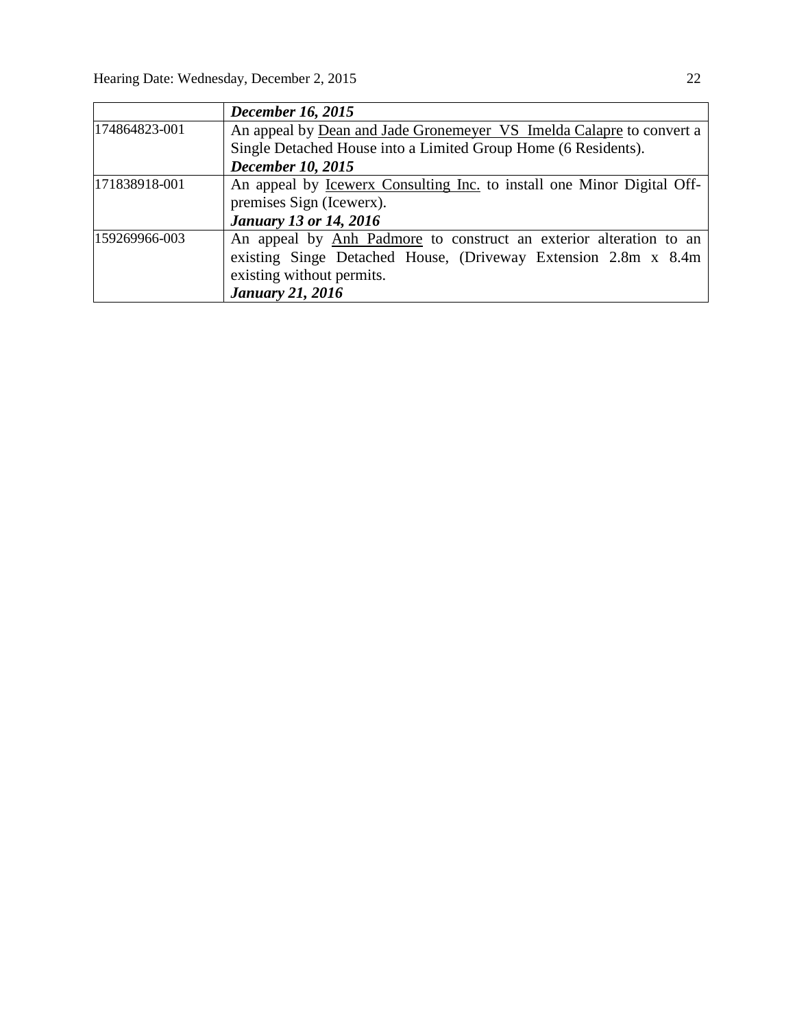| | |
|---|---|
| | ***December 16, 2015*** |
| 174864823-001 | An appeal by Dean and Jade Gronemeyer VS Imelda Calapre to convert a Single Detached House into a Limited Group Home (6 Residents). ***December 10, 2015*** |
| 171838918-001 | An appeal by Icewerx Consulting Inc. to install one Minor Digital Off-premises Sign (Icewerx). ***January 13 or 14, 2016*** |
| 159269966-003 | An appeal by Anh Padmore to construct an exterior alteration to an existing Singe Detached House, (Driveway Extension 2.8m x 8.4m existing without permits. ***January 21, 2016*** |